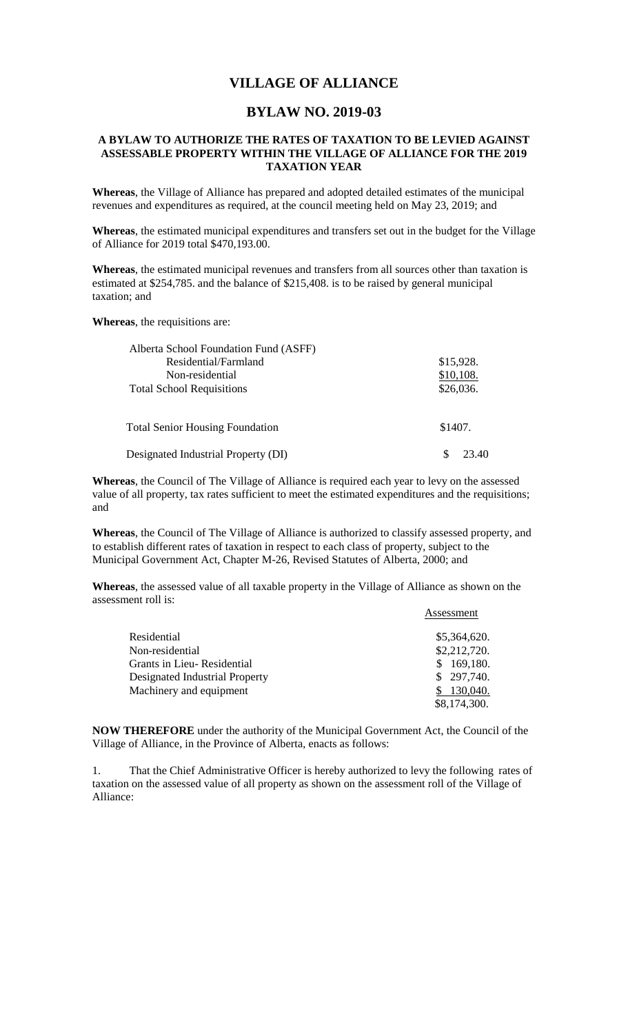# VILLAGE OF ALLIANCE

## BYLAW NO. 2019-03

### A BYLAW TO AUTHORIZE THE RATES OF TAXATION TO BE LEVIED AGAINST ASSESSABLE PROPERTY WITHIN THE VILLAGE OF ALLIANCE FOR THE 2019 TAXATION YEAR

**Whereas**, the Village of Alliance has prepared and adopted detailed estimates of the municipal revenues and expenditures as required, at the council meeting held on May 23, 2019; and

**Whereas**, the estimated municipal expenditures and transfers set out in the budget for the Village of Alliance for 2019 total $470,193.00.

**Whereas**, the estimated municipal revenues and transfers from all sources other than taxation is estimated at $254,785. and the balance of $215,408. is to be raised by general municipal taxation; and

**Whereas**, the requisitions are:

| | |
|---|---|
| Alberta School Foundation Fund (ASFF) | |
| Residential/Farmland | $15,928. |
| Non-residential | $10,108. |
| Total School Requisitions | $26,036. |
| | |
| Total Senior Housing Foundation | $1407. |
| | |
| Designated Industrial Property (DI) | $ 23.40 |

**Whereas**, the Council of The Village of Alliance is required each year to levy on the assessed value of all property, tax rates sufficient to meet the estimated expenditures and the requisitions; and

**Whereas**, the Council of The Village of Alliance is authorized to classify assessed property, and to establish different rates of taxation in respect to each class of property, subject to the Municipal Government Act, Chapter M-26, Revised Statutes of Alberta, 2000; and

**Whereas**, the assessed value of all taxable property in the Village of Alliance as shown on the assessment roll is:

| | Assessment |
|---|---|
| Residential | $5,364,620. |
| Non-residential | $2,212,720. |
| Grants in Lieu- Residential | $ 169,180. |
| Designated Industrial Property | $ 297,740. |
| Machinery and equipment | $ 130,040. |
| | $8,174,300. |

**NOW THEREFORE** under the authority of the Municipal Government Act, the Council of the Village of Alliance, in the Province of Alberta, enacts as follows:

1. That the Chief Administrative Officer is hereby authorized to levy the following rates of taxation on the assessed value of all property as shown on the assessment roll of the Village of Alliance: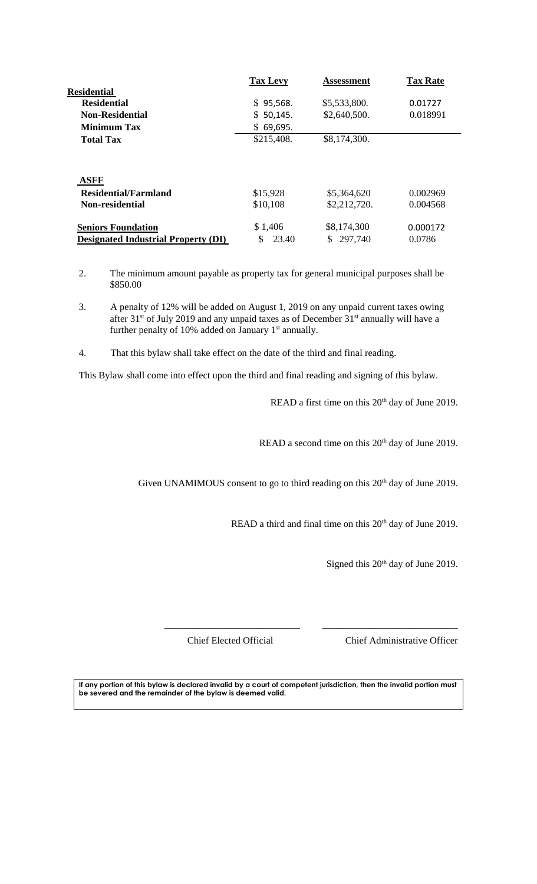| | Tax Levy | Assessment | Tax Rate |
|---|---|---|---|
| **Residential** | | | |
| **Residential** | $ 95,568. | $5,533,800. | 0.01727 |
| **Non-Residential** | $ 50,145. | $2,640,500. | 0.018991 |
| **Minimum Tax** | $ 69,695. | | |
| **Total Tax** | $215,408. | $8,174,300. | |
| **ASFF** | | | |
| **Residential/Farmland** | $15,928 | $5,364,620 | 0.002969 |
| **Non-residential** | $10,108 | $2,212,720. | 0.004568 |
| **Seniors Foundation** | $ 1,406 | $8,174,300 | 0.000172 |
| **Designated Industrial Property (DI)** | $ 23.40 | $ 297,740 | 0.0786 |

2. The minimum amount payable as property tax for general municipal purposes shall be $850.00

3. A penalty of 12% will be added on August 1, 2019 on any unpaid current taxes owing after 31st of July 2019 and any unpaid taxes as of December 31st annually will have a further penalty of 10% added on January 1st annually.

4. That this bylaw shall take effect on the date of the third and final reading.

This Bylaw shall come into effect upon the third and final reading and signing of this bylaw.

READ a first time on this 20th day of June 2019.

READ a second time on this 20th day of June 2019.

Given UNAMIMOUS consent to go to third reading on this 20th day of June 2019.

READ a third and final time on this 20th day of June 2019.

Signed this 20th day of June 2019.

\_\_\_\_\_\_\_\_\_\_\_\_\_\_\_\_\_\_\_\_\_\_\_\_\_\_\_\_ \_\_\_\_\_\_\_\_\_\_\_\_\_\_\_\_\_\_\_\_\_\_\_\_\_\_\_\_

Chief Elected Official Chief Administrative Officer

**If any portion of this bylaw is declared invalid by a court of competent jurisdiction, then the invalid portion must be severed and the remainder of the bylaw is deemed valid.**